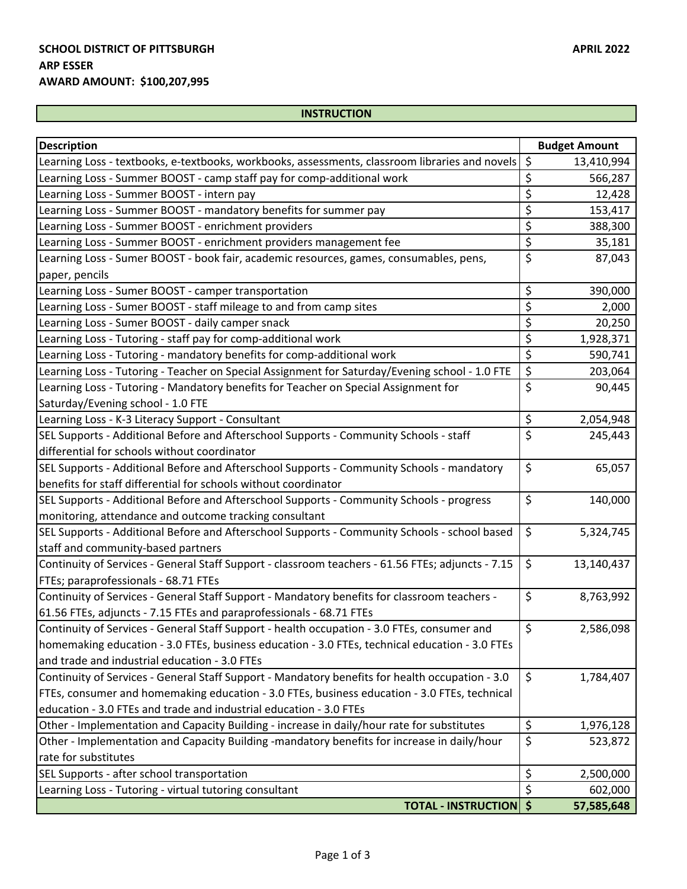**SCHOOL DISTRICT OF PITTSBURGH**

**APRIL 2022**

**ARP ESSER**

**AWARD AMOUNT: $100,207,995**

## INSTRUCTION

| Description | Budget Amount |
| --- | --- |
| Learning Loss - textbooks, e-textbooks, workbooks, assessments, classroom libraries and novels | $ 13,410,994 |
| Learning Loss - Summer BOOST - camp staff pay for comp-additional work | $ 566,287 |
| Learning Loss - Summer BOOST - intern pay | $ 12,428 |
| Learning Loss - Summer BOOST - mandatory benefits for summer pay | $ 153,417 |
| Learning Loss - Summer BOOST - enrichment providers | $ 388,300 |
| Learning Loss - Summer BOOST - enrichment providers management fee | $ 35,181 |
| Learning Loss - Sumer BOOST - book fair, academic resources, games, consumables, pens, paper, pencils | $ 87,043 |
| Learning Loss - Sumer BOOST - camper transportation | $ 390,000 |
| Learning Loss - Sumer BOOST - staff mileage to and from camp sites | $ 2,000 |
| Learning Loss - Sumer BOOST - daily camper snack | $ 20,250 |
| Learning Loss - Tutoring - staff pay for comp-additional work | $ 1,928,371 |
| Learning Loss - Tutoring - mandatory benefits for comp-additional work | $ 590,741 |
| Learning Loss - Tutoring - Teacher on Special Assignment for Saturday/Evening school - 1.0 FTE | $ 203,064 |
| Learning Loss - Tutoring - Mandatory benefits for Teacher on Special Assignment for Saturday/Evening school - 1.0 FTE | $ 90,445 |
| Learning Loss - K-3 Literacy Support - Consultant | $ 2,054,948 |
| SEL Supports - Additional Before and Afterschool Supports - Community Schools - staff differential for schools without coordinator | $ 245,443 |
| SEL Supports - Additional Before and Afterschool Supports - Community Schools - mandatory benefits for staff differential for schools without coordinator | $ 65,057 |
| SEL Supports - Additional Before and Afterschool Supports - Community Schools - progress monitoring, attendance and outcome tracking consultant | $ 140,000 |
| SEL Supports - Additional Before and Afterschool Supports - Community Schools - school based staff and community-based partners | $ 5,324,745 |
| Continuity of Services - General Staff Support - classroom teachers - 61.56 FTEs; adjuncts - 7.15 FTEs; paraprofessionals - 68.71 FTEs | $ 13,140,437 |
| Continuity of Services - General Staff Support - Mandatory benefits for classroom teachers - 61.56 FTEs, adjuncts - 7.15 FTEs and paraprofessionals - 68.71 FTEs | $ 8,763,992 |
| Continuity of Services - General Staff Support - health occupation - 3.0 FTEs, consumer and homemaking education - 3.0 FTEs, business education - 3.0 FTEs, technical education - 3.0 FTEs and trade and industrial education - 3.0 FTEs | $ 2,586,098 |
| Continuity of Services - General Staff Support - Mandatory benefits for health occupation - 3.0 FTEs, consumer and homemaking education - 3.0 FTEs, business education - 3.0 FTEs, technical education - 3.0 FTEs and trade and industrial education - 3.0 FTEs | $ 1,784,407 |
| Other - Implementation and Capacity Building - increase in daily/hour rate for substitutes | $ 1,976,128 |
| Other - Implementation and Capacity Building -mandatory benefits for increase in daily/hour rate for substitutes | $ 523,872 |
| SEL Supports - after school transportation | $ 2,500,000 |
| Learning Loss - Tutoring - virtual tutoring consultant | $ 602,000 |
| **TOTAL - INSTRUCTION** | **$ 57,585,648** |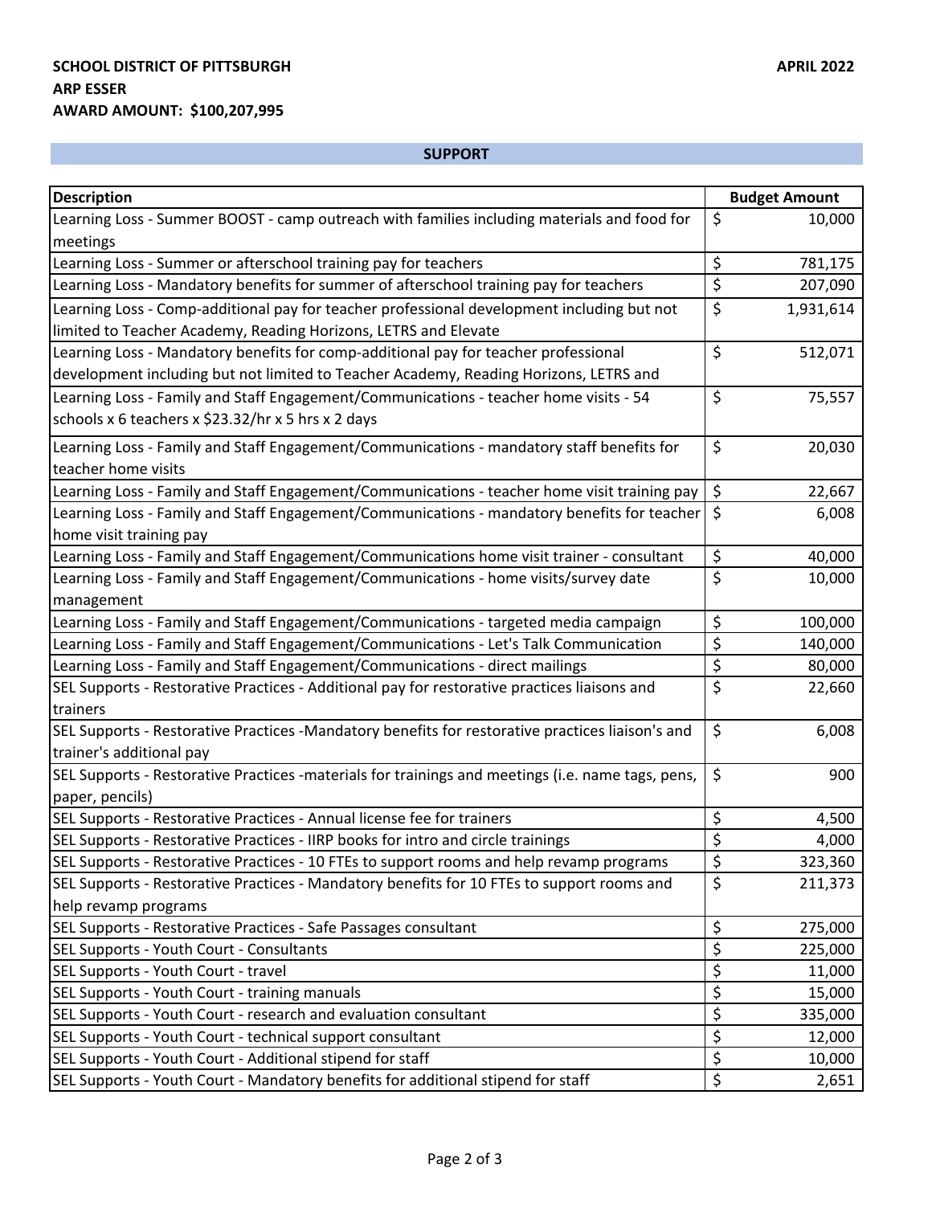**SCHOOL DISTRICT OF PITTSBURGH** **APRIL 2022**

**ARP ESSER**

**AWARD AMOUNT: $100,207,995**

## SUPPORT

| Description | Budget Amount |
|---|---|
| Learning Loss - Summer BOOST - camp outreach with families including materials and food for meetings | $ 10,000 |
| Learning Loss - Summer or afterschool training pay for teachers | $ 781,175 |
| Learning Loss - Mandatory benefits for summer of afterschool training pay for teachers | $ 207,090 |
| Learning Loss - Comp-additional pay for teacher professional development including but not limited to Teacher Academy, Reading Horizons, LETRS and Elevate | $ 1,931,614 |
| Learning Loss - Mandatory benefits for comp-additional pay for teacher professional development including but not limited to Teacher Academy, Reading Horizons, LETRS and | $ 512,071 |
| Learning Loss - Family and Staff Engagement/Communications - teacher home visits - 54 schools x 6 teachers x $23.32/hr x 5 hrs x 2 days | $ 75,557 |
| Learning Loss - Family and Staff Engagement/Communications - mandatory staff benefits for teacher home visits | $ 20,030 |
| Learning Loss - Family and Staff Engagement/Communications - teacher home visit training pay | $ 22,667 |
| Learning Loss - Family and Staff Engagement/Communications - mandatory benefits for teacher home visit training pay | $ 6,008 |
| Learning Loss - Family and Staff Engagement/Communications home visit trainer - consultant | $ 40,000 |
| Learning Loss - Family and Staff Engagement/Communications - home visits/survey date management | $ 10,000 |
| Learning Loss - Family and Staff Engagement/Communications - targeted media campaign | $ 100,000 |
| Learning Loss - Family and Staff Engagement/Communications - Let's Talk Communication | $ 140,000 |
| Learning Loss - Family and Staff Engagement/Communications - direct mailings | $ 80,000 |
| SEL Supports - Restorative Practices - Additional pay for restorative practices liaisons and trainers | $ 22,660 |
| SEL Supports - Restorative Practices -Mandatory benefits for restorative practices liaison's and trainer's additional pay | $ 6,008 |
| SEL Supports - Restorative Practices -materials for trainings and meetings (i.e. name tags, pens, paper, pencils) | $ 900 |
| SEL Supports - Restorative Practices - Annual license fee for trainers | $ 4,500 |
| SEL Supports - Restorative Practices - IIRP books for intro and circle trainings | $ 4,000 |
| SEL Supports - Restorative Practices - 10 FTEs to support rooms and help revamp programs | $ 323,360 |
| SEL Supports - Restorative Practices - Mandatory benefits for 10 FTEs to support rooms and help revamp programs | $ 211,373 |
| SEL Supports - Restorative Practices - Safe Passages consultant | $ 275,000 |
| SEL Supports - Youth Court - Consultants | $ 225,000 |
| SEL Supports - Youth Court - travel | $ 11,000 |
| SEL Supports - Youth Court - training manuals | $ 15,000 |
| SEL Supports - Youth Court - research and evaluation consultant | $ 335,000 |
| SEL Supports - Youth Court - technical support consultant | $ 12,000 |
| SEL Supports - Youth Court - Additional stipend for staff | $ 10,000 |
| SEL Supports - Youth Court - Mandatory benefits for additional stipend for staff | $ 2,651 |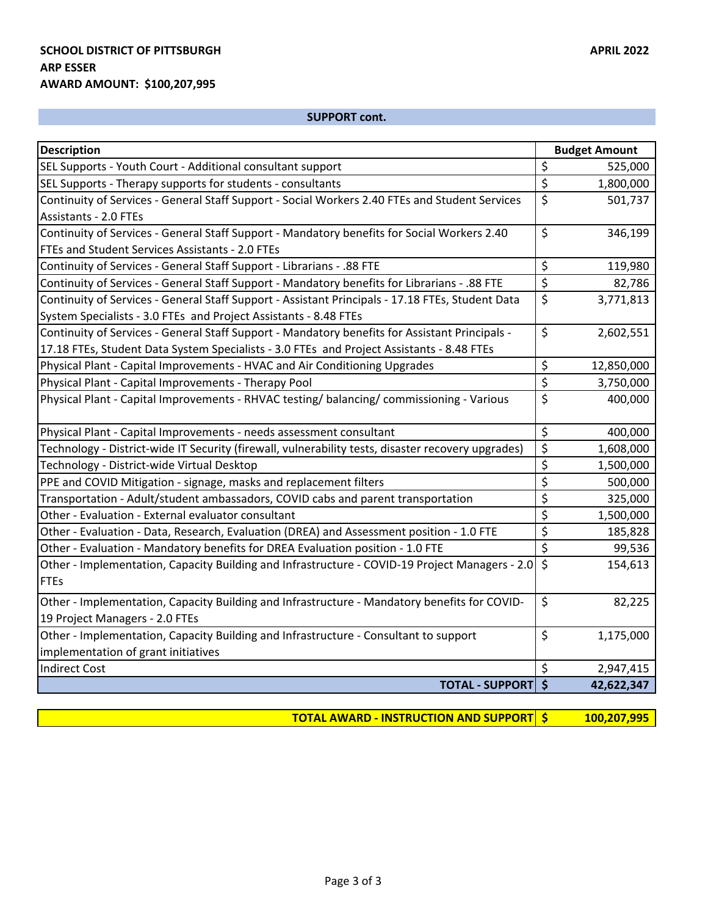**SCHOOL DISTRICT OF PITTSBURGH** **APRIL 2022**

**ARP ESSER**

**AWARD AMOUNT: $100,207,995**

## SUPPORT cont.

| Description | Budget Amount |
|---|---|
| SEL Supports - Youth Court - Additional consultant support | $ 525,000 |
| SEL Supports - Therapy supports for students - consultants | $ 1,800,000 |
| Continuity of Services - General Staff Support - Social Workers 2.40 FTEs and Student Services Assistants - 2.0 FTEs | $ 501,737 |
| Continuity of Services - General Staff Support - Mandatory benefits for Social Workers 2.40 FTEs and Student Services Assistants - 2.0 FTEs | $ 346,199 |
| Continuity of Services - General Staff Support - Librarians - .88 FTE | $ 119,980 |
| Continuity of Services - General Staff Support - Mandatory benefits for Librarians - .88 FTE | $ 82,786 |
| Continuity of Services - General Staff Support - Assistant Principals - 17.18 FTEs, Student Data System Specialists - 3.0 FTEs and Project Assistants - 8.48 FTEs | $ 3,771,813 |
| Continuity of Services - General Staff Support - Mandatory benefits for Assistant Principals - 17.18 FTEs, Student Data System Specialists - 3.0 FTEs and Project Assistants - 8.48 FTEs | $ 2,602,551 |
| Physical Plant - Capital Improvements - HVAC and Air Conditioning Upgrades | $ 12,850,000 |
| Physical Plant - Capital Improvements - Therapy Pool | $ 3,750,000 |
| Physical Plant - Capital Improvements - RHVAC testing/ balancing/ commissioning - Various | $ 400,000 |
| Physical Plant - Capital Improvements - needs assessment consultant | $ 400,000 |
| Technology - District-wide IT Security (firewall, vulnerability tests, disaster recovery upgrades) | $ 1,608,000 |
| Technology - District-wide Virtual Desktop | $ 1,500,000 |
| PPE and COVID Mitigation - signage, masks and replacement filters | $ 500,000 |
| Transportation - Adult/student ambassadors, COVID cabs and parent transportation | $ 325,000 |
| Other - Evaluation - External evaluator consultant | $ 1,500,000 |
| Other - Evaluation - Data, Research, Evaluation (DREA) and Assessment position - 1.0 FTE | $ 185,828 |
| Other - Evaluation - Mandatory benefits for DREA Evaluation position - 1.0 FTE | $ 99,536 |
| Other - Implementation, Capacity Building and Infrastructure - COVID-19 Project Managers - 2.0 FTEs | $ 154,613 |
| Other - Implementation, Capacity Building and Infrastructure - Mandatory benefits for COVID-19 Project Managers - 2.0 FTEs | $ 82,225 |
| Other - Implementation, Capacity Building and Infrastructure - Consultant to support implementation of grant initiatives | $ 1,175,000 |
| Indirect Cost | $ 2,947,415 |
| **TOTAL - SUPPORT** | **$ 42,622,347** |

| | |
|---|---|
| **TOTAL AWARD - INSTRUCTION AND SUPPORT** | **$ 100,207,995** |